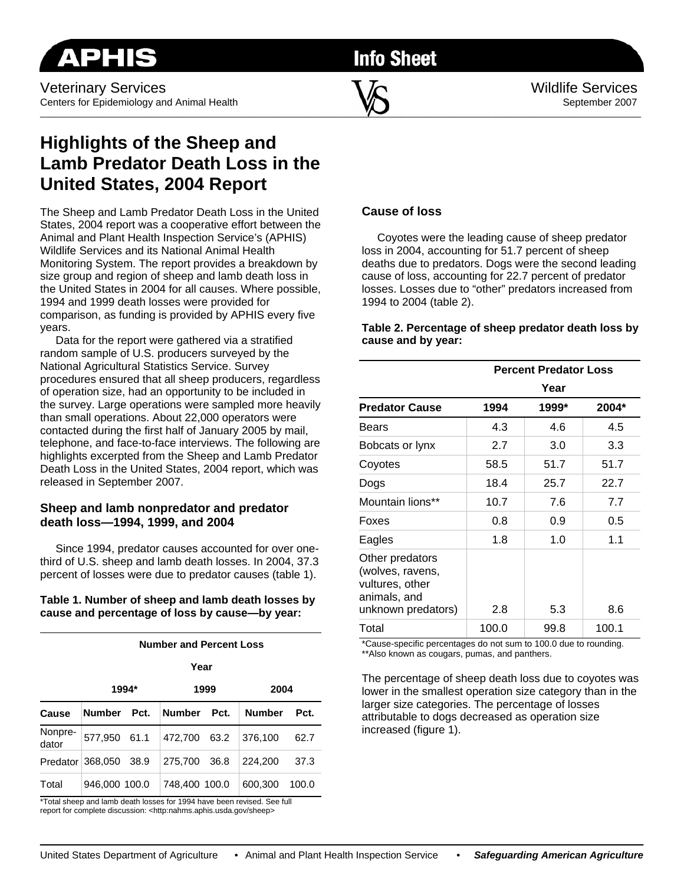APHIS Info Sheet

Veterinary Services
Centers for Epidemiology and Animal Health

Wildlife Services
September 2007

# Highlights of the Sheep and Lamb Predator Death Loss in the United States, 2004 Report

The Sheep and Lamb Predator Death Loss in the United States, 2004 report was a cooperative effort between the Animal and Plant Health Inspection Service's (APHIS) Wildlife Services and its National Animal Health Monitoring System. The report provides a breakdown by size group and region of sheep and lamb death loss in the United States in 2004 for all causes. Where possible, 1994 and 1999 death losses were provided for comparison, as funding is provided by APHIS every five years.

Data for the report were gathered via a stratified random sample of U.S. producers surveyed by the National Agricultural Statistics Service. Survey procedures ensured that all sheep producers, regardless of operation size, had an opportunity to be included in the survey. Large operations were sampled more heavily than small operations. About 22,000 operators were contacted during the first half of January 2005 by mail, telephone, and face-to-face interviews. The following are highlights excerpted from the Sheep and Lamb Predator Death Loss in the United States, 2004 report, which was released in September 2007.

### Sheep and lamb nonpredator and predator death loss—1994, 1999, and 2004

Since 1994, predator causes accounted for over one-third of U.S. sheep and lamb death losses. In 2004, 37.3 percent of losses were due to predator causes (table 1).

**Table 1. Number of sheep and lamb death losses by cause and percentage of loss by cause—by year:**

| | Number and Percent Loss | | | | | |
|---|---|---|---|---|---|---|
| | Year | | | | | |
| | 1994* | | 1999 | | 2004 | |
| **Cause** | **Number** | **Pct.** | **Number** | **Pct.** | **Number** | **Pct.** |
| Nonpredator | 577,950 | 61.1 | 472,700 | 63.2 | 376,100 | 62.7 |
| Predator | 368,050 | 38.9 | 275,700 | 36.8 | 224,200 | 37.3 |
| Total | 946,000 | 100.0 | 748,400 | 100.0 | 600,300 | 100.0 |

*Total sheep and lamb death losses for 1994 have been revised. See full report for complete discussion: <http:nahms.aphis.usda.gov/sheep>

### Cause of loss

Coyotes were the leading cause of sheep predator loss in 2004, accounting for 51.7 percent of sheep deaths due to predators. Dogs were the second leading cause of loss, accounting for 22.7 percent of predator losses. Losses due to "other" predators increased from 1994 to 2004 (table 2).

**Table 2. Percentage of sheep predator death loss by cause and by year:**

| | Percent Predator Loss | | |
|---|---|---|---|
| | Year | | |
| **Predator Cause** | **1994** | **1999*** | **2004*** |
| Bears | 4.3 | 4.6 | 4.5 |
| Bobcats or lynx | 2.7 | 3.0 | 3.3 |
| Coyotes | 58.5 | 51.7 | 51.7 |
| Dogs | 18.4 | 25.7 | 22.7 |
| Mountain lions** | 10.7 | 7.6 | 7.7 |
| Foxes | 0.8 | 0.9 | 0.5 |
| Eagles | 1.8 | 1.0 | 1.1 |
| Other predators (wolves, ravens, vultures, other animals, and unknown predators) | 2.8 | 5.3 | 8.6 |
| Total | 100.0 | 99.8 | 100.1 |

*Cause-specific percentages do not sum to 100.0 due to rounding.
**Also known as cougars, pumas, and panthers.

The percentage of sheep death loss due to coyotes was lower in the smallest operation size category than in the larger size categories. The percentage of losses attributable to dogs decreased as operation size increased (figure 1).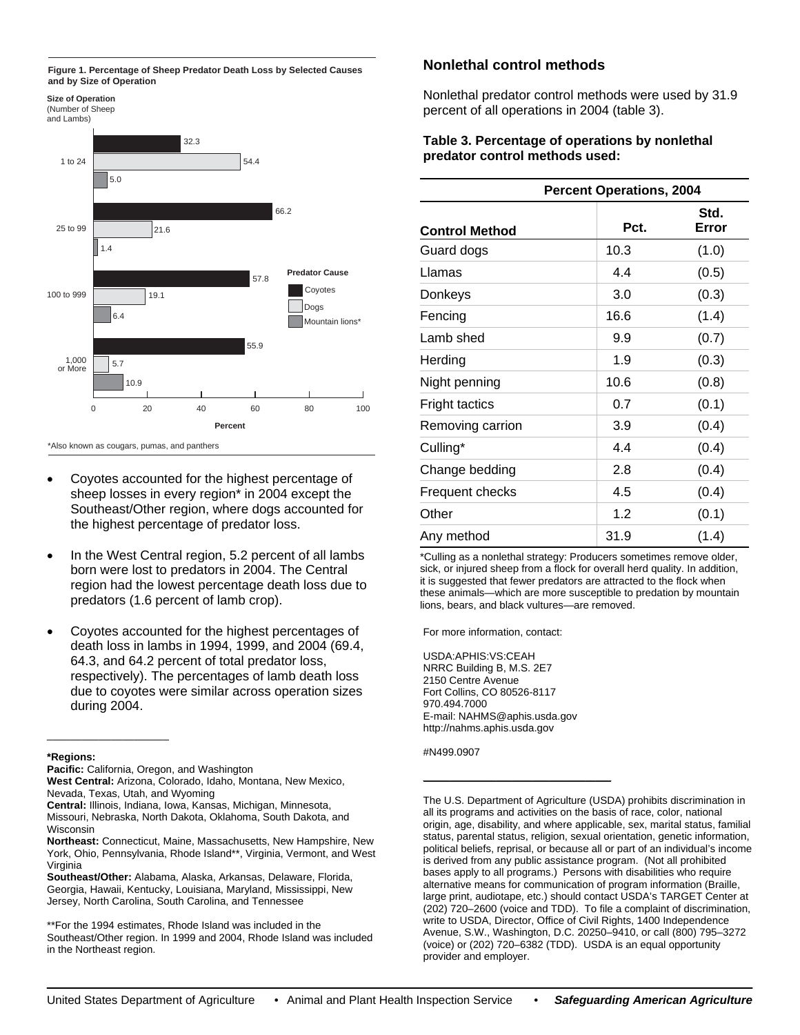**Figure 1. Percentage of Sheep Predator Death Loss by Selected Causes and by Size of Operation**

Size of Operation (Number of Sheep and Lambs)

1 to 24
32.3
54.4
5.0

25 to 99
66.2
21.6
1.4

100 to 999
57.8
19.1
6.4

1,000 or More
55.9
5.7
10.9

0 20 40 60 80 100

Percent

Predator Cause
Coyotes
Dogs
Mountain lions*

*Also known as cougars, pumas, and panthers

- Coyotes accounted for the highest percentage of sheep losses in every region* in 2004 except the Southeast/Other region, where dogs accounted for the highest percentage of predator loss.

- In the West Central region, 5.2 percent of all lambs born were lost to predators in 2004. The Central region had the lowest percentage death loss due to predators (1.6 percent of lamb crop).

- Coyotes accounted for the highest percentages of death loss in lambs in 1994, 1999, and 2004 (69.4, 64.3, and 64.2 percent of total predator loss, respectively). The percentages of lamb death loss due to coyotes were similar across operation sizes during 2004.

**\*Regions:**

**Pacific:** California, Oregon, and Washington

**West Central:** Arizona, Colorado, Idaho, Montana, New Mexico, Nevada, Texas, Utah, and Wyoming

**Central:** Illinois, Indiana, Iowa, Kansas, Michigan, Minnesota, Missouri, Nebraska, North Dakota, Oklahoma, South Dakota, and Wisconsin

**Northeast:** Connecticut, Maine, Massachusetts, New Hampshire, New York, Ohio, Pennsylvania, Rhode Island**, Virginia, Vermont, and West Virginia

**Southeast/Other:** Alabama, Alaska, Arkansas, Delaware, Florida, Georgia, Hawaii, Kentucky, Louisiana, Maryland, Mississippi, New Jersey, North Carolina, South Carolina, and Tennessee

**For the 1994 estimates, Rhode Island was included in the Southeast/Other region. In 1999 and 2004, Rhode Island was included in the Northeast region.

## Nonlethal control methods

Nonlethal predator control methods were used by 31.9 percent of all operations in 2004 (table 3).

**Table 3. Percentage of operations by nonlethal predator control methods used:**

| | Percent Operations, 2004 | |
|---|---|---|
| **Control Method** | **Pct.** | **Std. Error** |
| Guard dogs | 10.3 | (1.0) |
| Llamas | 4.4 | (0.5) |
| Donkeys | 3.0 | (0.3) |
| Fencing | 16.6 | (1.4) |
| Lamb shed | 9.9 | (0.7) |
| Herding | 1.9 | (0.3) |
| Night penning | 10.6 | (0.8) |
| Fright tactics | 0.7 | (0.1) |
| Removing carrion | 3.9 | (0.4) |
| Culling* | 4.4 | (0.4) |
| Change bedding | 2.8 | (0.4) |
| Frequent checks | 4.5 | (0.4) |
| Other | 1.2 | (0.1) |
| Any method | 31.9 | (1.4) |

*Culling as a nonlethal strategy: Producers sometimes remove older, sick, or injured sheep from a flock for overall herd quality. In addition, it is suggested that fewer predators are attracted to the flock when these animals—which are more susceptible to predation by mountain lions, bears, and black vultures—are removed.

For more information, contact:

USDA:APHIS:VS:CEAH
NRRC Building B, M.S. 2E7
2150 Centre Avenue
Fort Collins, CO 80526-8117
970.494.7000
E-mail: NAHMS@aphis.usda.gov
http://nahms.aphis.usda.gov

#N499.0907

The U.S. Department of Agriculture (USDA) prohibits discrimination in all its programs and activities on the basis of race, color, national origin, age, disability, and where applicable, sex, marital status, familial status, parental status, religion, sexual orientation, genetic information, political beliefs, reprisal, or because all or part of an individual's income is derived from any public assistance program. (Not all prohibited bases apply to all programs.) Persons with disabilities who require alternative means for communication of program information (Braille, large print, audiotape, etc.) should contact USDA's TARGET Center at (202) 720–2600 (voice and TDD). To file a complaint of discrimination, write to USDA, Director, Office of Civil Rights, 1400 Independence Avenue, S.W., Washington, D.C. 20250–9410, or call (800) 795–3272 (voice) or (202) 720–6382 (TDD). USDA is an equal opportunity provider and employer.